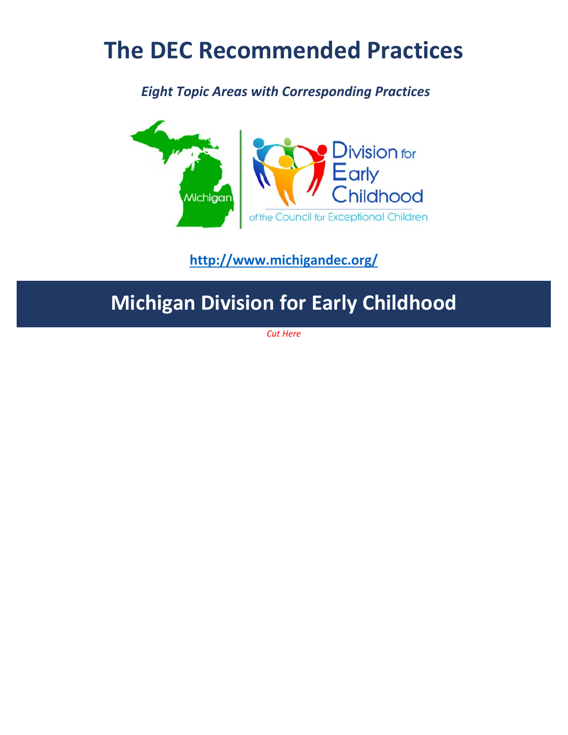# The DEC Recommended Practices

***Eight Topic Areas with Corresponding Practices***

**http://www.michigandec.org/**

## Michigan Division for Early Childhood

*Cut Here*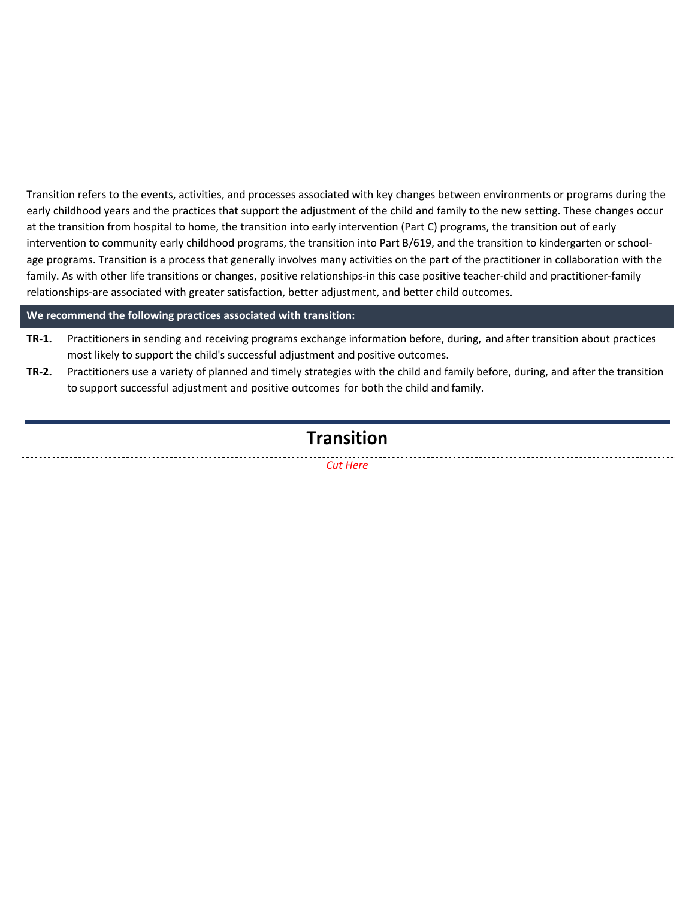Transition refers to the events, activities, and processes associated with key changes between environments or programs during the early childhood years and the practices that support the adjustment of the child and family to the new setting. These changes occur at the transition from hospital to home, the transition into early intervention (Part C) programs, the transition out of early intervention to community early childhood programs, the transition into Part B/619, and the transition to kindergarten or school-age programs. Transition is a process that generally involves many activities on the part of the practitioner in collaboration with the family. As with other life transitions or changes, positive relationships-in this case positive teacher-child and practitioner-family relationships-are associated with greater satisfaction, better adjustment, and better child outcomes.

**We recommend the following practices associated with transition:**

**TR-1.** Practitioners in sending and receiving programs exchange information before, during, and after transition about practices most likely to support the child's successful adjustment and positive outcomes.

**TR-2.** Practitioners use a variety of planned and timely strategies with the child and family before, during, and after the transition to support successful adjustment and positive outcomes for both the child and family.

## Transition

*Cut Here*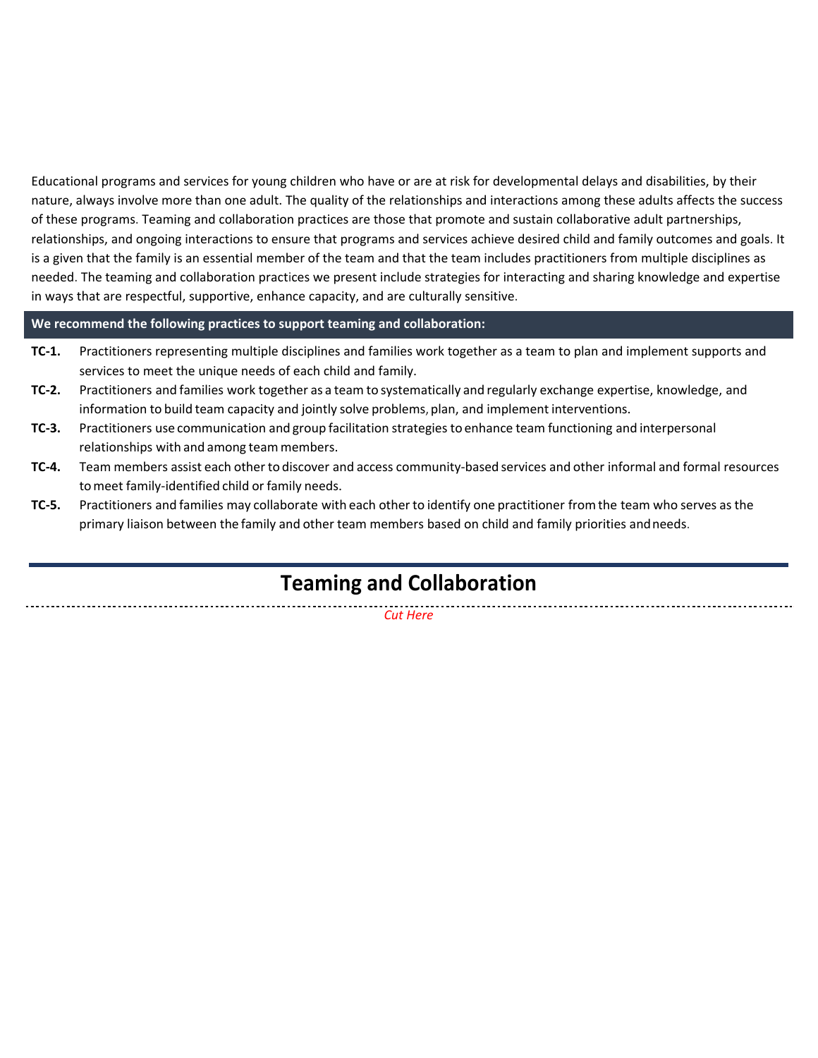Educational programs and services for young children who have or are at risk for developmental delays and disabilities, by their nature, always involve more than one adult. The quality of the relationships and interactions among these adults affects the success of these programs. Teaming and collaboration practices are those that promote and sustain collaborative adult partnerships, relationships, and ongoing interactions to ensure that programs and services achieve desired child and family outcomes and goals. It is a given that the family is an essential member of the team and that the team includes practitioners from multiple disciplines as needed. The teaming and collaboration practices we present include strategies for interacting and sharing knowledge and expertise in ways that are respectful, supportive, enhance capacity, and are culturally sensitive.

**We recommend the following practices to support teaming and collaboration:**

- **TC-1.** Practitioners representing multiple disciplines and families work together as a team to plan and implement supports and services to meet the unique needs of each child and family.
- **TC-2.** Practitioners and families work together as a team to systematically and regularly exchange expertise, knowledge, and information to build team capacity and jointly solve problems, plan, and implement interventions.
- **TC-3.** Practitioners use communication and group facilitation strategies to enhance team functioning and interpersonal relationships with and among team members.
- **TC-4.** Team members assist each other to discover and access community-based services and other informal and formal resources to meet family-identified child or family needs.
- **TC-5.** Practitioners and families may collaborate with each other to identify one practitioner from the team who serves as the primary liaison between the family and other team members based on child and family priorities and needs.

## Teaming and Collaboration

*Cut Here*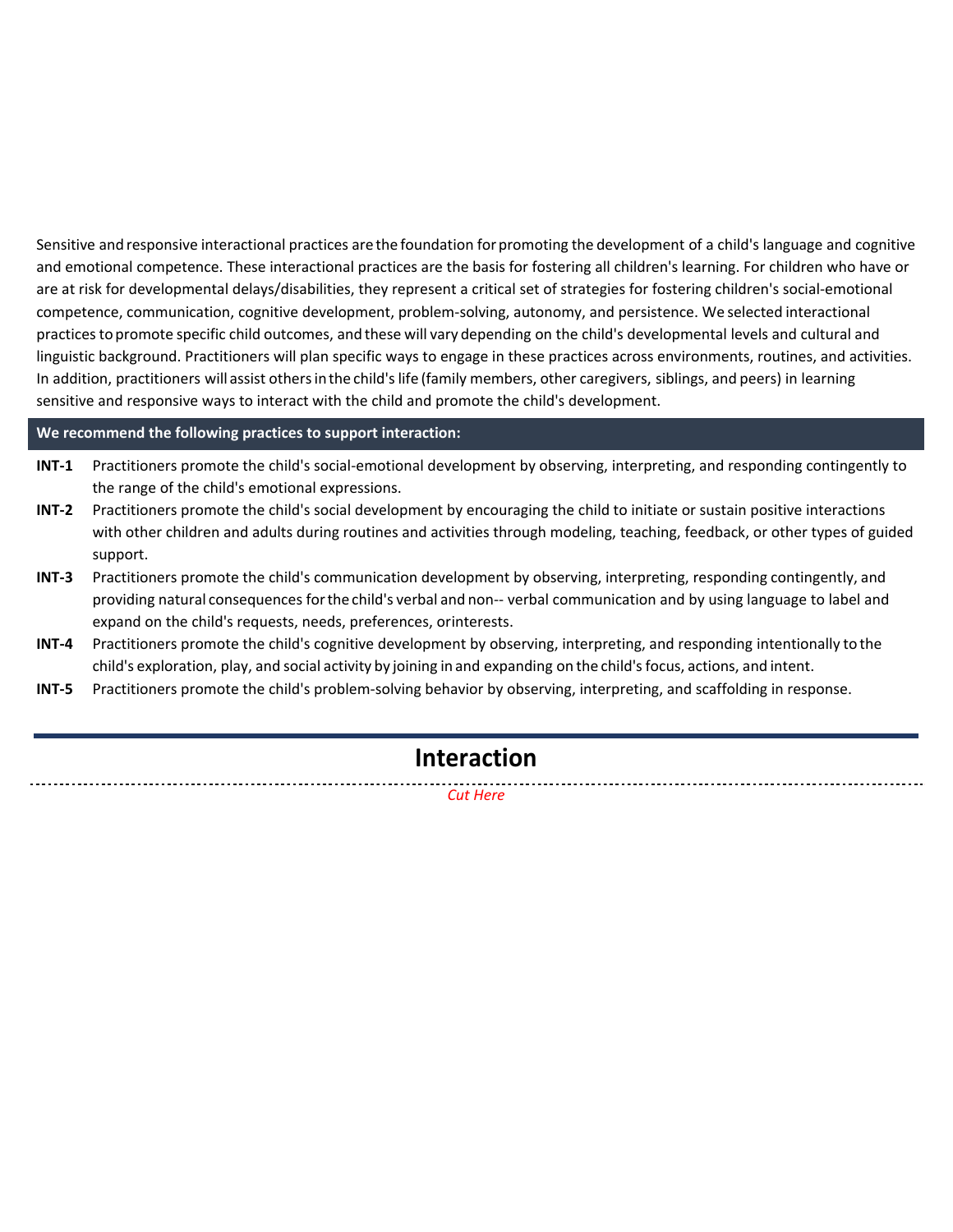Sensitive and responsive interactional practices are the foundation for promoting the development of a child's language and cognitive and emotional competence. These interactional practices are the basis for fostering all children's learning. For children who have or are at risk for developmental delays/disabilities, they represent a critical set of strategies for fostering children's social-emotional competence, communication, cognitive development, problem-solving, autonomy, and persistence. We selected interactional practices to promote specific child outcomes, and these will vary depending on the child's developmental levels and cultural and linguistic background. Practitioners will plan specific ways to engage in these practices across environments, routines, and activities. In addition, practitioners will assist others in the child's life (family members, other caregivers, siblings, and peers) in learning sensitive and responsive ways to interact with the child and promote the child's development.

**We recommend the following practices to support interaction:**

**INT-1** Practitioners promote the child's social-emotional development by observing, interpreting, and responding contingently to the range of the child's emotional expressions.

**INT-2** Practitioners promote the child's social development by encouraging the child to initiate or sustain positive interactions with other children and adults during routines and activities through modeling, teaching, feedback, or other types of guided support.

**INT-3** Practitioners promote the child's communication development by observing, interpreting, responding contingently, and providing natural consequences for the child's verbal and non-- verbal communication and by using language to label and expand on the child's requests, needs, preferences, orinterests.

**INT-4** Practitioners promote the child's cognitive development by observing, interpreting, and responding intentionally to the child's exploration, play, and social activity by joining in and expanding on the child's focus, actions, and intent.

**INT-5** Practitioners promote the child's problem-solving behavior by observing, interpreting, and scaffolding in response.

# Interaction

*Cut Here*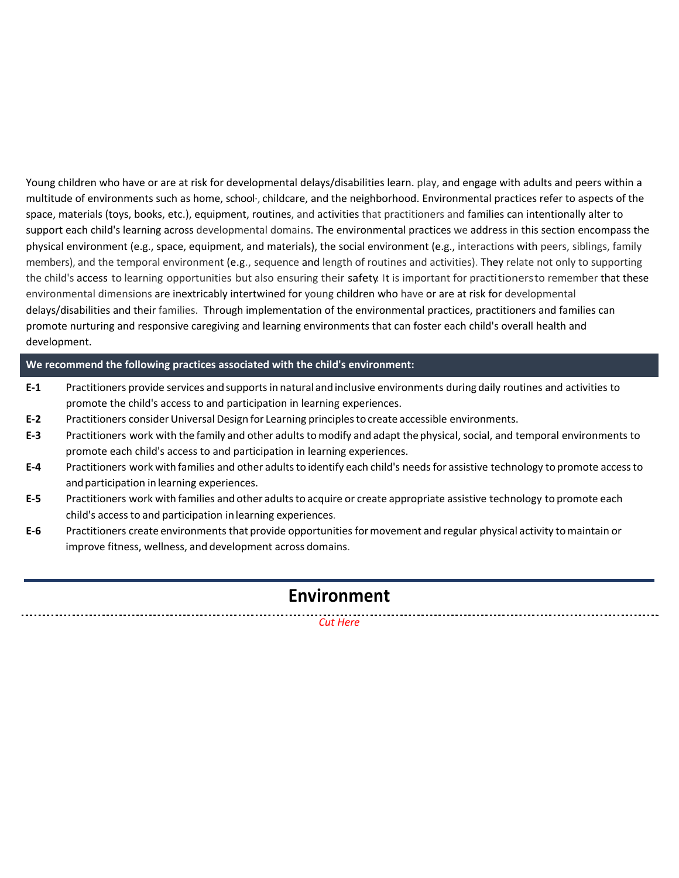Young children who have or are at risk for developmental delays/disabilities learn. play, and engage with adults and peers within a multitude of environments such as home, school·, childcare, and the neighborhood. Environmental practices refer to aspects of the space, materials (toys, books, etc.), equipment, routines, and activities that practitioners and families can intentionally alter to support each child's learning across developmental domains. The environmental practices we address in this section encompass the physical environment (e.g., space, equipment, and materials), the social environment (e.g., interactions with peers, siblings, family members), and the temporal environment (e.g., sequence and length of routines and activities). They relate not only to supporting the child's access to learning opportunities but also ensuring their safety. It is important for practitionersto remember that these environmental dimensions are inextricably intertwined for young children who have or are at risk for developmental delays/disabilities and their families. Through implementation of the environmental practices, practitioners and families can promote nurturing and responsive caregiving and learning environments that can foster each child's overall health and development.

**We recommend the following practices associated with the child's environment:**

**E-1** Practitioners provide services and supports in natural and inclusive environments during daily routines and activities to promote the child's access to and participation in learning experiences.

**E-2** Practitioners consider Universal Design for Learning principles to create accessible environments.

**E-3** Practitioners work with the family and other adults to modify and adapt the physical, social, and temporal environments to promote each child's access to and participation in learning experiences.

**E-4** Practitioners work with families and other adults to identify each child's needs for assistive technology to promote access to and participation in learning experiences.

**E-5** Practitioners work with families and other adults to acquire or create appropriate assistive technology to promote each child's access to and participation in learning experiences.

**E-6** Practitioners create environments that provide opportunities for movement and regular physical activity to maintain or improve fitness, wellness, and development across domains.

# Environment

*Cut Here*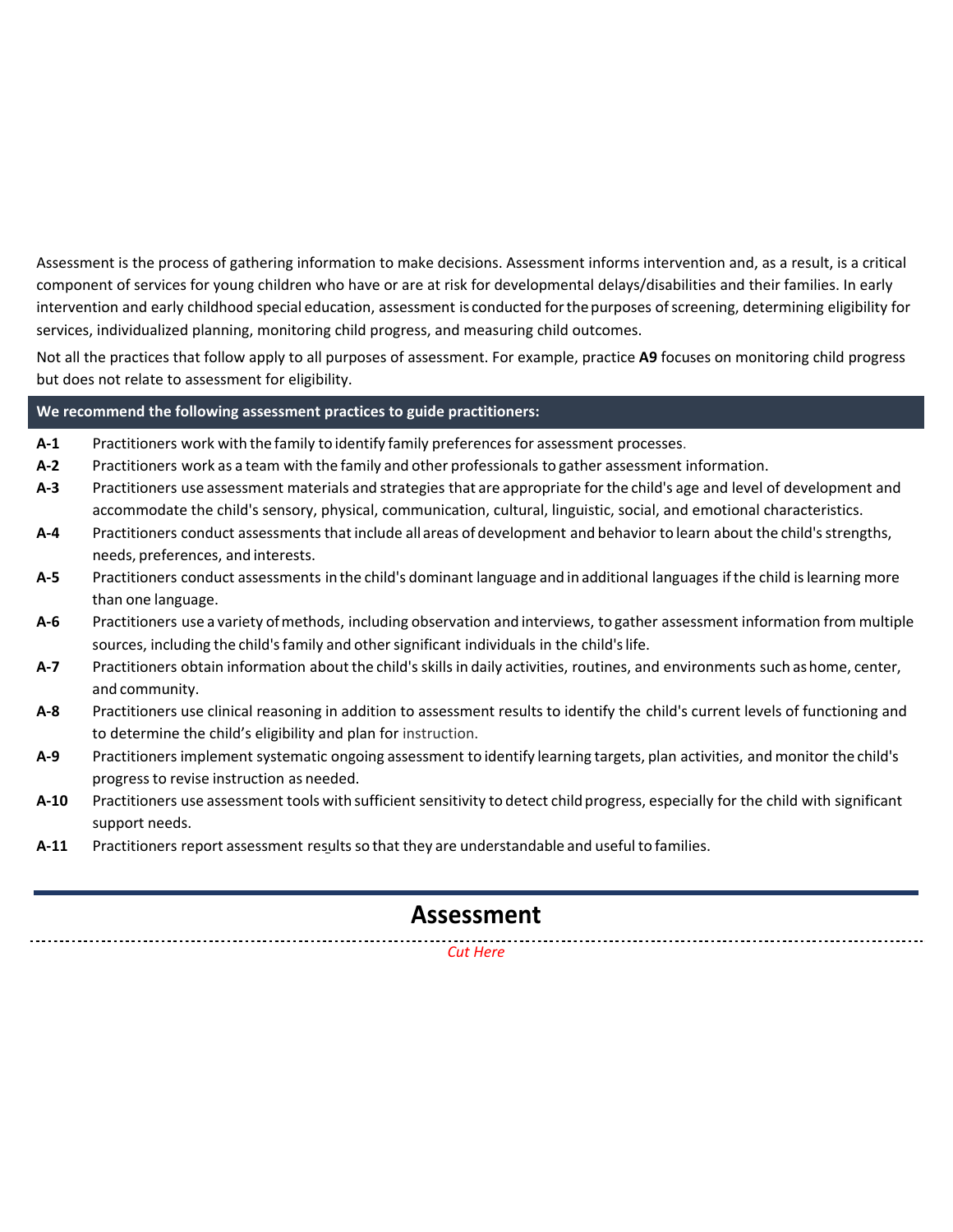Assessment is the process of gathering information to make decisions. Assessment informs intervention and, as a result, is a critical component of services for young children who have or are at risk for developmental delays/disabilities and their families. In early intervention and early childhood special education, assessment is conducted for the purposes of screening, determining eligibility for services, individualized planning, monitoring child progress, and measuring child outcomes.

Not all the practices that follow apply to all purposes of assessment. For example, practice **A9** focuses on monitoring child progress but does not relate to assessment for eligibility.

**We recommend the following assessment practices to guide practitioners:**

- **A-1** Practitioners work with the family to identify family preferences for assessment processes.
- **A-2** Practitioners work as a team with the family and other professionals to gather assessment information.
- **A-3** Practitioners use assessment materials and strategies that are appropriate for the child's age and level of development and accommodate the child's sensory, physical, communication, cultural, linguistic, social, and emotional characteristics.
- **A-4** Practitioners conduct assessments that include all areas of development and behavior to learn about the child's strengths, needs, preferences, and interests.
- **A-5** Practitioners conduct assessments in the child's dominant language and in additional languages if the child is learning more than one language.
- **A-6** Practitioners use a variety of methods, including observation and interviews, to gather assessment information from multiple sources, including the child's family and other significant individuals in the child's life.
- **A-7** Practitioners obtain information about the child's skills in daily activities, routines, and environments such as home, center, and community.
- **A-8** Practitioners use clinical reasoning in addition to assessment results to identify the child's current levels of functioning and to determine the child's eligibility and plan for instruction.
- **A-9** Practitioners implement systematic ongoing assessment to identify learning targets, plan activities, and monitor the child's progress to revise instruction as needed.
- **A-10** Practitioners use assessment tools with sufficient sensitivity to detect child progress, especially for the child with significant support needs.
- **A-11** Practitioners report assessment results so that they are understandable and useful to families.

# Assessment

*Cut Here*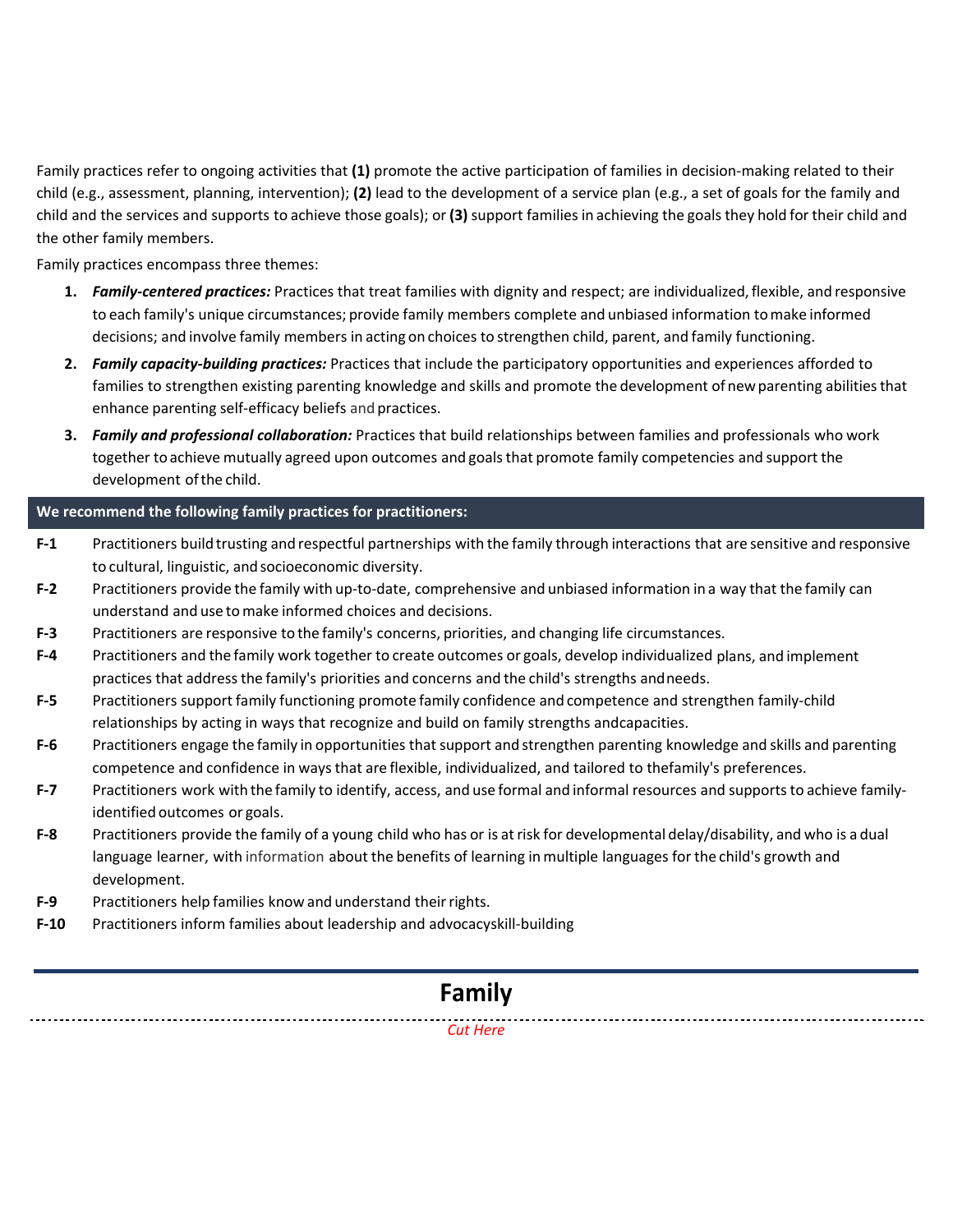Family practices refer to ongoing activities that **(1)** promote the active participation of families in decision-making related to their child (e.g., assessment, planning, intervention); **(2)** lead to the development of a service plan (e.g., a set of goals for the family and child and the services and supports to achieve those goals); or **(3)** support families in achieving the goals they hold for their child and the other family members.

Family practices encompass three themes:

1. ***Family-centered practices:*** Practices that treat families with dignity and respect; are individualized, flexible, and responsive to each family's unique circumstances; provide family members complete and unbiased information to make informed decisions; and involve family members in acting on choices to strengthen child, parent, and family functioning.
2. ***Family capacity-building practices:*** Practices that include the participatory opportunities and experiences afforded to families to strengthen existing parenting knowledge and skills and promote the development of new parenting abilities that enhance parenting self-efficacy beliefs and practices.
3. ***Family and professional collaboration:*** Practices that build relationships between families and professionals who work together to achieve mutually agreed upon outcomes and goals that promote family competencies and support the development of the child.

**We recommend the following family practices for practitioners:**

**F-1** Practitioners build trusting and respectful partnerships with the family through interactions that are sensitive and responsive to cultural, linguistic, and socioeconomic diversity.

**F-2** Practitioners provide the family with up-to-date, comprehensive and unbiased information in a way that the family can understand and use to make informed choices and decisions.

**F-3** Practitioners are responsive to the family's concerns, priorities, and changing life circumstances.

**F-4** Practitioners and the family work together to create outcomes or goals, develop individualized plans, and implement practices that address the family's priorities and concerns and the child's strengths and needs.

**F-5** Practitioners support family functioning promote family confidence and competence and strengthen family-child relationships by acting in ways that recognize and build on family strengths and capacities.

**F-6** Practitioners engage the family in opportunities that support and strengthen parenting knowledge and skills and parenting competence and confidence in ways that are flexible, individualized, and tailored to the family's preferences.

**F-7** Practitioners work with the family to identify, access, and use formal and informal resources and supports to achieve family-identified outcomes or goals.

**F-8** Practitioners provide the family of a young child who has or is at risk for developmental delay/disability, and who is a dual language learner, with information about the benefits of learning in multiple languages for the child's growth and development.

**F-9** Practitioners help families know and understand their rights.

**F-10** Practitioners inform families about leadership and advocacy skill-building

## Family

*Cut Here*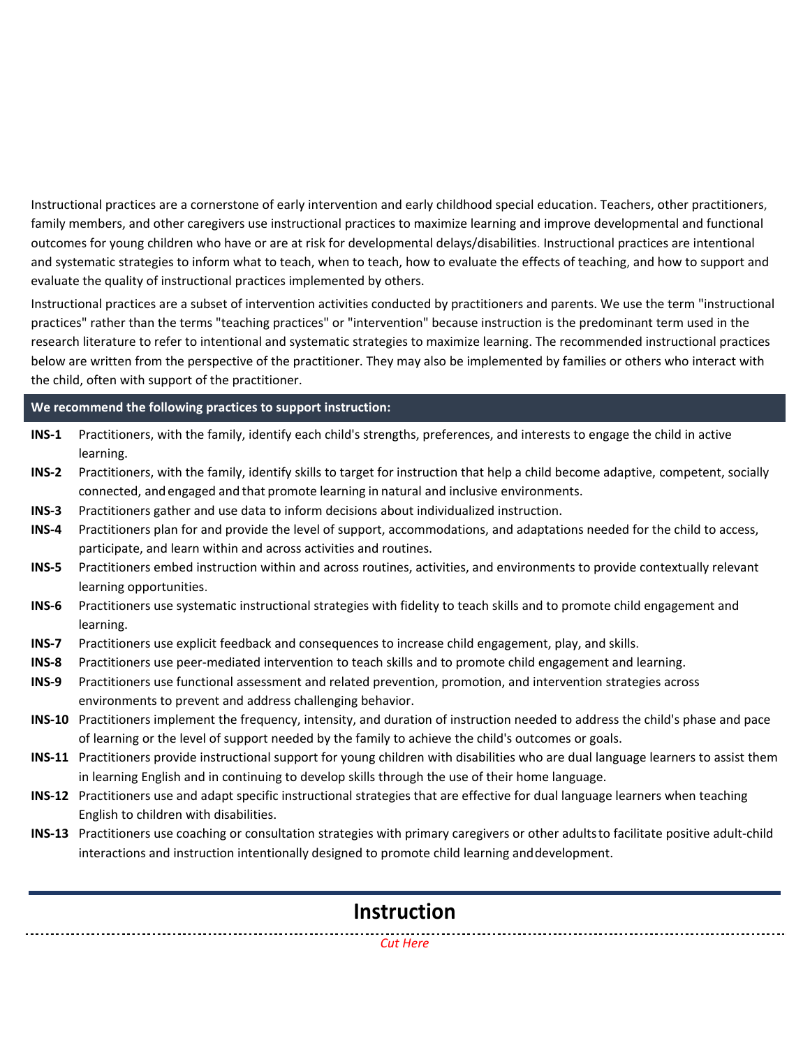Instructional practices are a cornerstone of early intervention and early childhood special education. Teachers, other practitioners, family members, and other caregivers use instructional practices to maximize learning and improve developmental and functional outcomes for young children who have or are at risk for developmental delays/disabilities. Instructional practices are intentional and systematic strategies to inform what to teach, when to teach, how to evaluate the effects of teaching, and how to support and evaluate the quality of instructional practices implemented by others.

Instructional practices are a subset of intervention activities conducted by practitioners and parents. We use the term "instructional practices" rather than the terms "teaching practices" or "intervention" because instruction is the predominant term used in the research literature to refer to intentional and systematic strategies to maximize learning. The recommended instructional practices below are written from the perspective of the practitioner. They may also be implemented by families or others who interact with the child, often with support of the practitioner.

**We recommend the following practices to support instruction:**

- **INS-1** Practitioners, with the family, identify each child's strengths, preferences, and interests to engage the child in active learning.
- **INS-2** Practitioners, with the family, identify skills to target for instruction that help a child become adaptive, competent, socially connected, and engaged and that promote learning in natural and inclusive environments.
- **INS-3** Practitioners gather and use data to inform decisions about individualized instruction.
- **INS-4** Practitioners plan for and provide the level of support, accommodations, and adaptations needed for the child to access, participate, and learn within and across activities and routines.
- **INS-5** Practitioners embed instruction within and across routines, activities, and environments to provide contextually relevant learning opportunities.
- **INS-6** Practitioners use systematic instructional strategies with fidelity to teach skills and to promote child engagement and learning.
- **INS-7** Practitioners use explicit feedback and consequences to increase child engagement, play, and skills.
- **INS-8** Practitioners use peer-mediated intervention to teach skills and to promote child engagement and learning.
- **INS-9** Practitioners use functional assessment and related prevention, promotion, and intervention strategies across environments to prevent and address challenging behavior.
- **INS-10** Practitioners implement the frequency, intensity, and duration of instruction needed to address the child's phase and pace of learning or the level of support needed by the family to achieve the child's outcomes or goals.
- **INS-11** Practitioners provide instructional support for young children with disabilities who are dual language learners to assist them in learning English and in continuing to develop skills through the use of their home language.
- **INS-12** Practitioners use and adapt specific instructional strategies that are effective for dual language learners when teaching English to children with disabilities.
- **INS-13** Practitioners use coaching or consultation strategies with primary caregivers or other adults to facilitate positive adult-child interactions and instruction intentionally designed to promote child learning and development.

## Instruction

*Cut Here*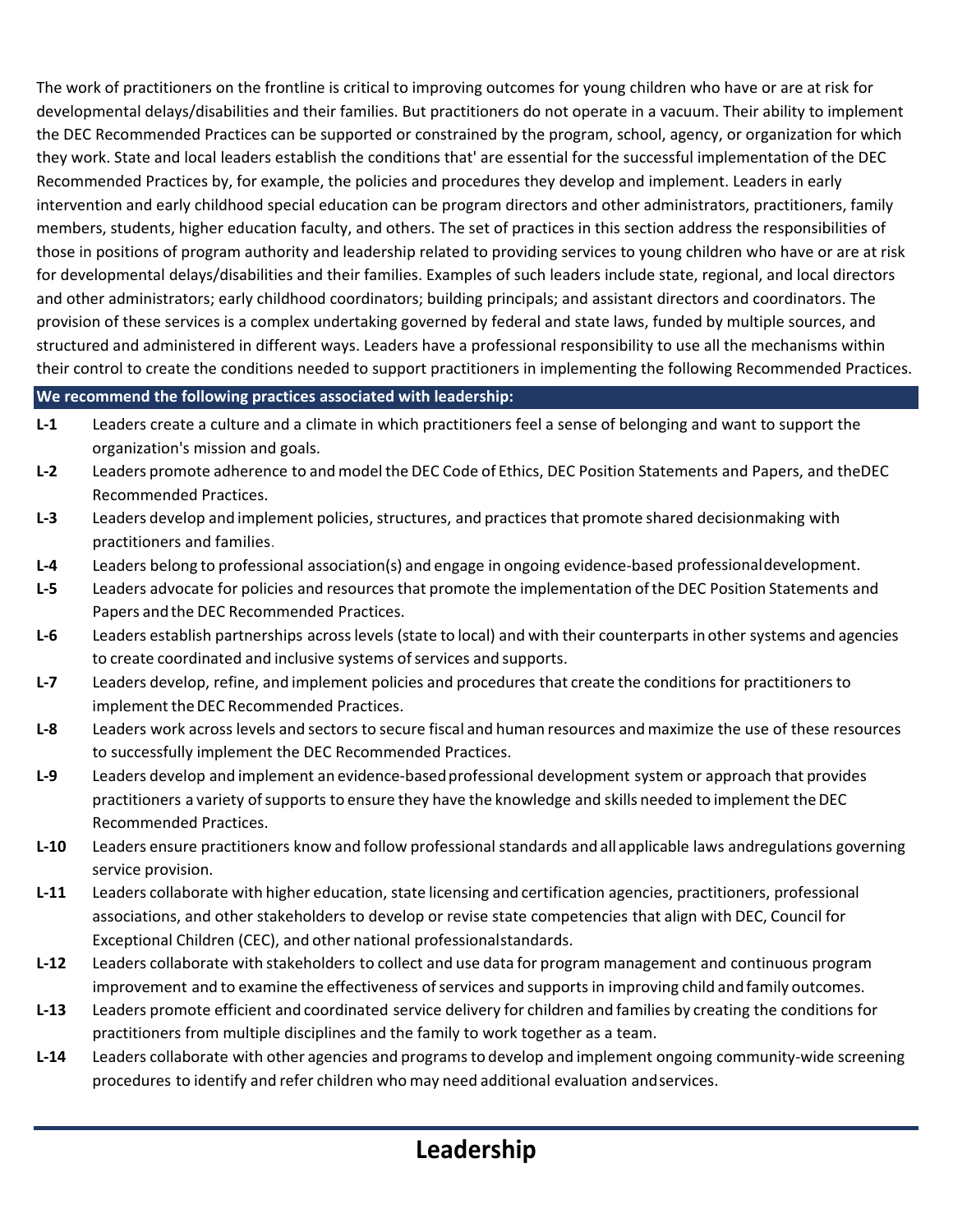The work of practitioners on the frontline is critical to improving outcomes for young children who have or are at risk for developmental delays/disabilities and their families. But practitioners do not operate in a vacuum. Their ability to implement the DEC Recommended Practices can be supported or constrained by the program, school, agency, or organization for which they work. State and local leaders establish the conditions that' are essential for the successful implementation of the DEC Recommended Practices by, for example, the policies and procedures they develop and implement. Leaders in early intervention and early childhood special education can be program directors and other administrators, practitioners, family members, students, higher education faculty, and others. The set of practices in this section address the responsibilities of those in positions of program authority and leadership related to providing services to young children who have or are at risk for developmental delays/disabilities and their families. Examples of such leaders include state, regional, and local directors and other administrators; early childhood coordinators; building principals; and assistant directors and coordinators. The provision of these services is a complex undertaking governed by federal and state laws, funded by multiple sources, and structured and administered in different ways. Leaders have a professional responsibility to use all the mechanisms within their control to create the conditions needed to support practitioners in implementing the following Recommended Practices.

**We recommend the following practices associated with leadership:**

- **L-1** Leaders create a culture and a climate in which practitioners feel a sense of belonging and want to support the organization's mission and goals.
- **L-2** Leaders promote adherence to and model the DEC Code of Ethics, DEC Position Statements and Papers, and theDEC Recommended Practices.
- **L-3** Leaders develop and implement policies, structures, and practices that promote shared decisionmaking with practitioners and families.
- **L-4** Leaders belong to professional association(s) and engage in ongoing evidence-based professionaldevelopment.
- **L-5** Leaders advocate for policies and resources that promote the implementation of the DEC Position Statements and Papers and the DEC Recommended Practices.
- **L-6** Leaders establish partnerships across levels (state to local) and with their counterparts in other systems and agencies to create coordinated and inclusive systems of services and supports.
- **L-7** Leaders develop, refine, and implement policies and procedures that create the conditions for practitioners to implement the DEC Recommended Practices.
- **L-8** Leaders work across levels and sectors to secure fiscal and human resources and maximize the use of these resources to successfully implement the DEC Recommended Practices.
- **L-9** Leaders develop and implement an evidence-based professional development system or approach that provides practitioners a variety of supports to ensure they have the knowledge and skills needed to implement the DEC Recommended Practices.
- **L-10** Leaders ensure practitioners know and follow professional standards and all applicable laws andregulations governing service provision.
- **L-11** Leaders collaborate with higher education, state licensing and certification agencies, practitioners, professional associations, and other stakeholders to develop or revise state competencies that align with DEC, Council for Exceptional Children (CEC), and other national professionalstandards.
- **L-12** Leaders collaborate with stakeholders to collect and use data for program management and continuous program improvement and to examine the effectiveness of services and supports in improving child and family outcomes.
- **L-13** Leaders promote efficient and coordinated service delivery for children and families by creating the conditions for practitioners from multiple disciplines and the family to work together as a team.
- **L-14** Leaders collaborate with other agencies and programs to develop and implement ongoing community-wide screening procedures to identify and refer children who may need additional evaluation andservices.

## Leadership